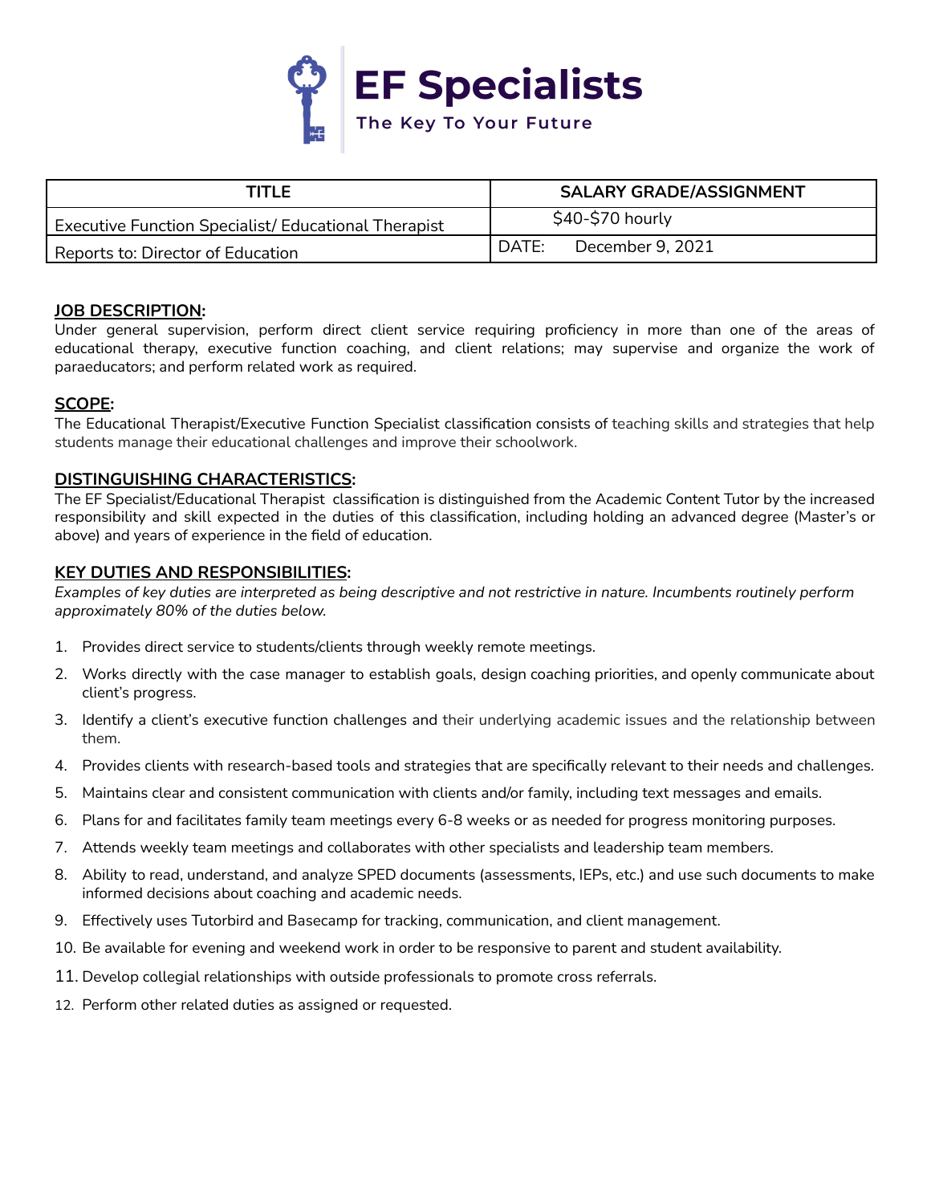# EF Specialists

The Key To Your Future

| TITLE | SALARY GRADE/ASSIGNMENT |
| --- | --- |
| Executive Function Specialist/ Educational Therapist | $40-$70 hourly |
| Reports to: Director of Education | DATE: December 9, 2021 |

**JOB DESCRIPTION:**

Under general supervision, perform direct client service requiring proficiency in more than one of the areas of educational therapy, executive function coaching, and client relations; may supervise and organize the work of paraeducators; and perform related work as required.

**SCOPE:**

The Educational Therapist/Executive Function Specialist classification consists of teaching skills and strategies that help students manage their educational challenges and improve their schoolwork.

**DISTINGUISHING CHARACTERISTICS:**

The EF Specialist/Educational Therapist classification is distinguished from the Academic Content Tutor by the increased responsibility and skill expected in the duties of this classification, including holding an advanced degree (Master's or above) and years of experience in the field of education.

**KEY DUTIES AND RESPONSIBILITIES:**

*Examples of key duties are interpreted as being descriptive and not restrictive in nature. Incumbents routinely perform approximately 80% of the duties below.*

1. Provides direct service to students/clients through weekly remote meetings.
2. Works directly with the case manager to establish goals, design coaching priorities, and openly communicate about client's progress.
3. Identify a client's executive function challenges and their underlying academic issues and the relationship between them.
4. Provides clients with research-based tools and strategies that are specifically relevant to their needs and challenges.
5. Maintains clear and consistent communication with clients and/or family, including text messages and emails.
6. Plans for and facilitates family team meetings every 6-8 weeks or as needed for progress monitoring purposes.
7. Attends weekly team meetings and collaborates with other specialists and leadership team members.
8. Ability to read, understand, and analyze SPED documents (assessments, IEPs, etc.) and use such documents to make informed decisions about coaching and academic needs.
9. Effectively uses Tutorbird and Basecamp for tracking, communication, and client management.
10. Be available for evening and weekend work in order to be responsive to parent and student availability.
11. Develop collegial relationships with outside professionals to promote cross referrals.
12. Perform other related duties as assigned or requested.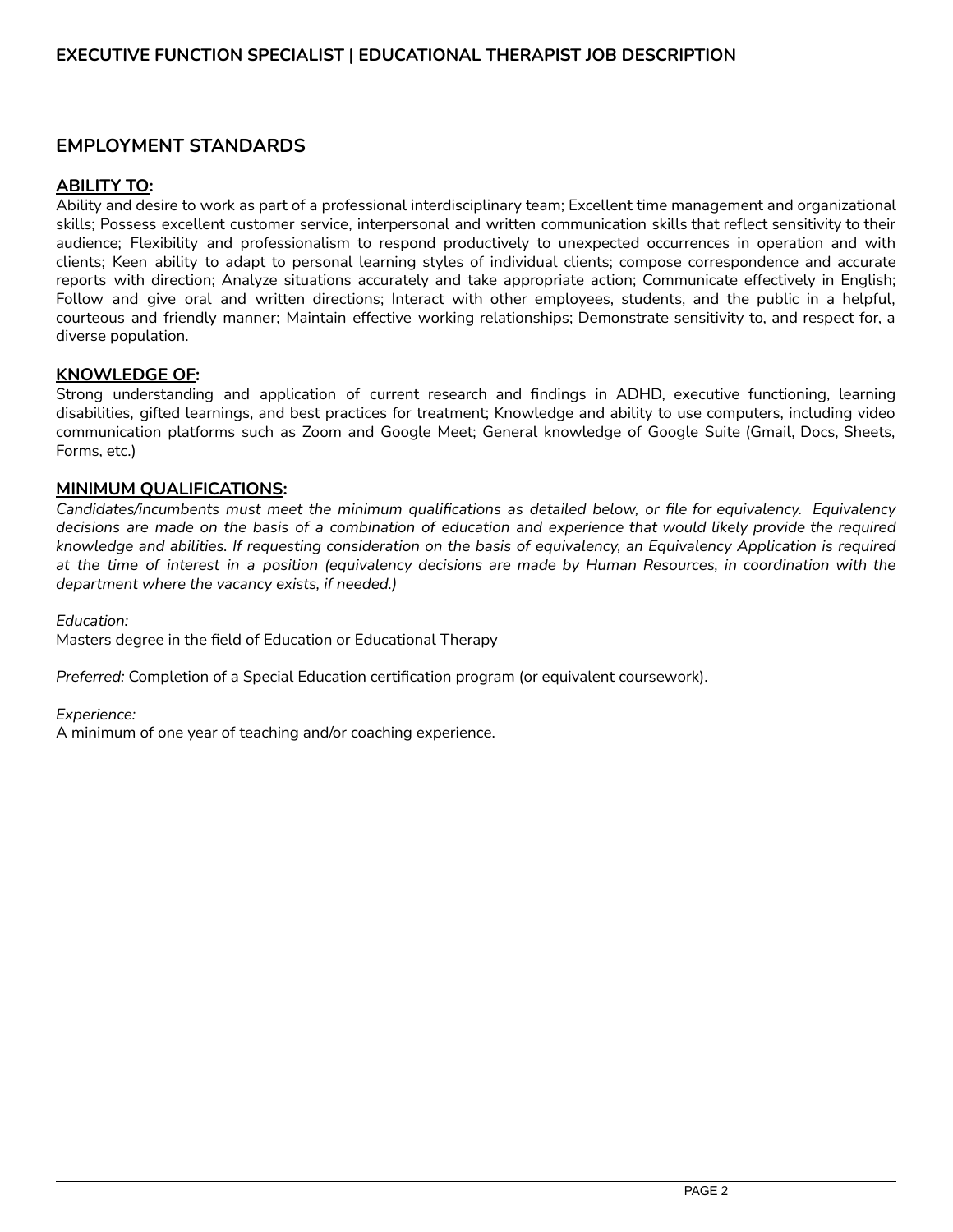## EMPLOYMENT STANDARDS

### ABILITY TO:

Ability and desire to work as part of a professional interdisciplinary team; Excellent time management and organizational skills; Possess excellent customer service, interpersonal and written communication skills that reflect sensitivity to their audience; Flexibility and professionalism to respond productively to unexpected occurrences in operation and with clients; Keen ability to adapt to personal learning styles of individual clients; compose correspondence and accurate reports with direction; Analyze situations accurately and take appropriate action; Communicate effectively in English; Follow and give oral and written directions; Interact with other employees, students, and the public in a helpful, courteous and friendly manner; Maintain effective working relationships; Demonstrate sensitivity to, and respect for, a diverse population.

### KNOWLEDGE OF:

Strong understanding and application of current research and findings in ADHD, executive functioning, learning disabilities, gifted learnings, and best practices for treatment; Knowledge and ability to use computers, including video communication platforms such as Zoom and Google Meet; General knowledge of Google Suite (Gmail, Docs, Sheets, Forms, etc.)

### MINIMUM QUALIFICATIONS:

*Candidates/incumbents must meet the minimum qualifications as detailed below, or file for equivalency. Equivalency decisions are made on the basis of a combination of education and experience that would likely provide the required knowledge and abilities. If requesting consideration on the basis of equivalency, an Equivalency Application is required at the time of interest in a position (equivalency decisions are made by Human Resources, in coordination with the department where the vacancy exists, if needed.)*

*Education:*

Masters degree in the field of Education or Educational Therapy

*Preferred:* Completion of a Special Education certification program (or equivalent coursework).

*Experience:*

A minimum of one year of teaching and/or coaching experience.